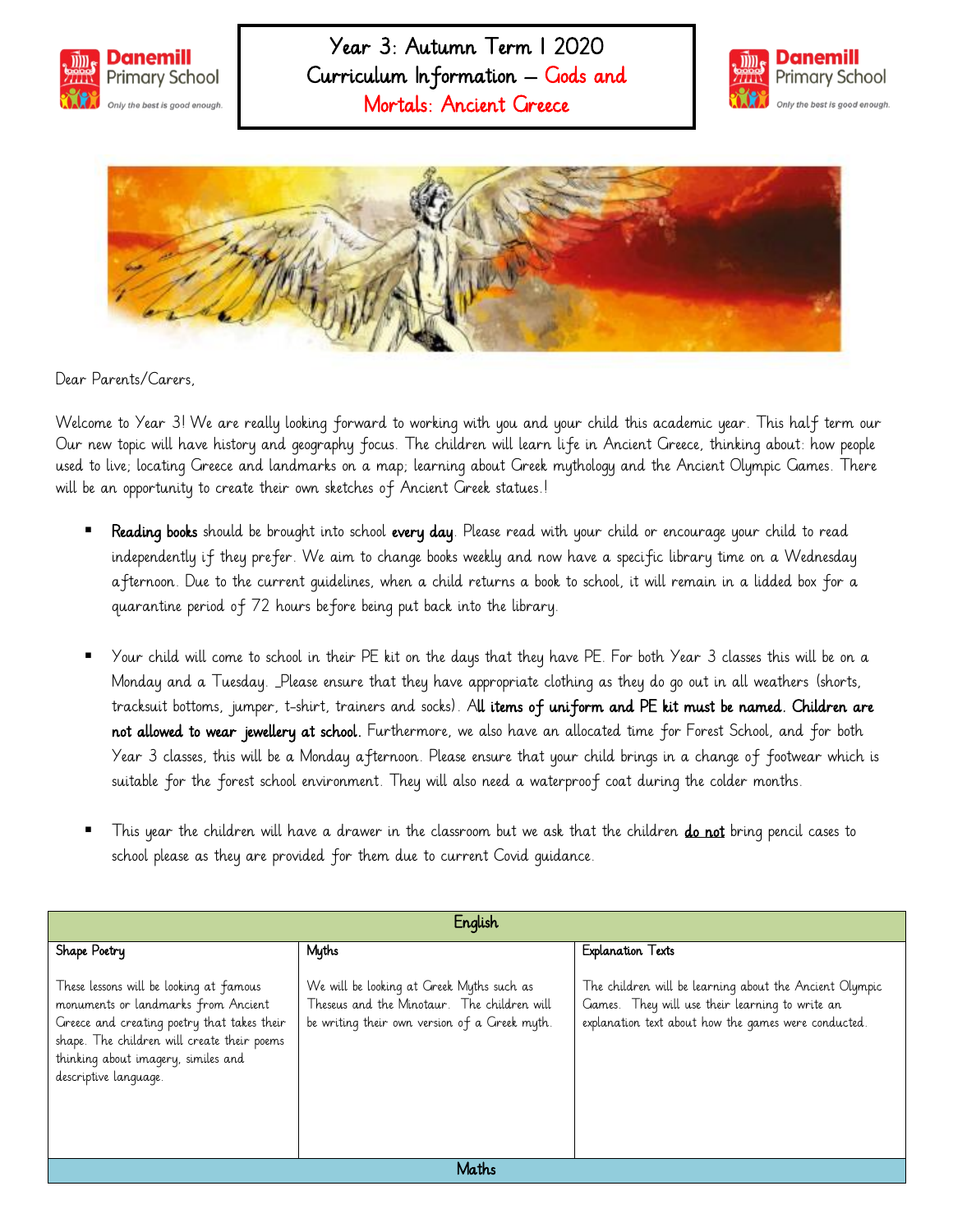# Year 3: Autumn Term 1 2020 Curriculum Information – Gods and Mortals: Ancient Greece

Dear Parents/Carers,

Welcome to Year 3! We are really looking forward to working with you and your child this academic year. This half term our Our new topic will have history and geography focus. The children will learn life in Ancient Greece, thinking about: how people used to live; locating Greece and landmarks on a map; learning about Greek mythology and the Ancient Olympic Games. There will be an opportunity to create their own sketches of Ancient Greek statues.!

- **Reading books** should be brought into school **every day**. Please read with your child or encourage your child to read independently if they prefer. We aim to change books weekly and now have a specific library time on a Wednesday afternoon. Due to the current guidelines, when a child returns a book to school, it will remain in a lidded box for a quarantine period of 72 hours before being put back into the library.

- Your child will come to school in their PE kit on the days that they have PE. For both Year 3 classes this will be on a Monday and a Tuesday. _Please ensure that they have appropriate clothing as they do go out in all weathers (shorts, tracksuit bottoms, jumper, t-shirt, trainers and socks). A**ll items of uniform and PE kit must be named. Children are not allowed to wear jewellery at school.** Furthermore, we also have an allocated time for Forest School, and for both Year 3 classes, this will be a Monday afternoon. Please ensure that your child brings in a change of footwear which is suitable for the forest school environment. They will also need a waterproof coat during the colder months.

- This year the children will have a drawer in the classroom but we ask that the children **do not** bring pencil cases to school please as they are provided for them due to current Covid guidance.

| English | | |
|---|---|---|
| **Shape Poetry**<br><br>These lessons will be looking at famous monuments or landmarks from Ancient Greece and creating poetry that takes their shape. The children will create their poems thinking about imagery, similes and descriptive language. | **Myths**<br><br>We will be looking at Greek Myths such as Theseus and the Minotaur. The children will be writing their own version of a Greek myth. | **Explanation Texts**<br><br>The children will be learning about the Ancient Olympic Games. They will use their learning to write an explanation text about how the games were conducted. |

| Maths |
|---|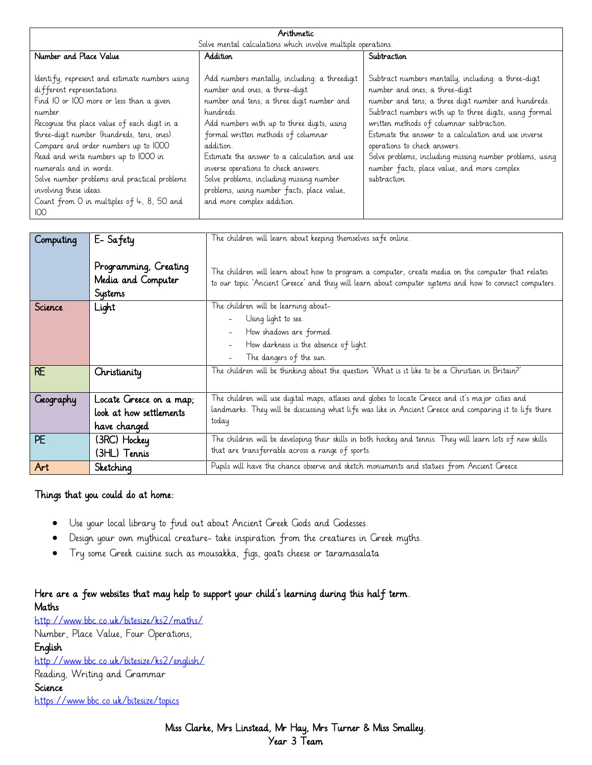| Arithmetic<br>Solve mental calculations which involve multiple operations. | | |
|---|---|---|
| Number and Place Value | Addition | Subtraction |
| Identify, represent and estimate numbers using different representations.<br>Find 10 or 100 more or less than a given number.<br>Recognise the place value of each digit in a three-digit number (hundreds, tens, ones).<br>Compare and order numbers up to 1000<br>Read and write numbers up to 1000 in numerals and in words.<br>Solve number problems and practical problems involving these ideas.<br>Count from 0 in multiples of 4, 8, 50 and 100 | Add numbers mentally, including: a threedigit number and ones; a three-digit number and tens; a three digit number and hundreds.<br>Add numbers with up to three digits, using formal written methods of columnar addition.<br>Estimate the answer to a calculation and use inverse operations to check answers.<br>Solve problems, including missing number problems, using number facts, place value, and more complex addition. | Subtract numbers mentally, including: a three-digit number and ones; a three-digit number and tens; a three digit number and hundreds.<br>Subtract numbers with up to three digits, using formal written methods of columnar subtraction.<br>Estimate the answer to a calculation and use inverse operations to check answers.<br>Solve problems, including missing number problems, using number facts, place value, and more complex subtraction. |

| | | |
|---|---|---|
| Computing | E- Safety | The children will learn about keeping themselves safe online. |
| | Programming, Creating Media and Computer Systems | The children will learn about how to program a computer, create media on the computer that relates to our topic 'Ancient Greece' and they will learn about computer systems and how to connect computers. |
| Science | Light | The children will be learning about-<br>- Using light to see.<br>- How shadows are formed.<br>- How darkness is the absence of light.<br>- The dangers of the sun. |
| RE | Christianity | The children will be thinking about the question 'What is it like to be a Christian in Britain?' |
| Geography | Locate Greece on a map; look at how settlements have changed | The children will use digital maps, atlases and globes to locate Greece and it's major cities and landmarks. They will be discussing what life was like in Ancient Greece and comparing it to life there today |
| PE | (3RC) Hockey<br>(3HL) Tennis | The children will be developing their skills in both hockey and tennis. They will learn lots of new skills that are transferrable across a range of sports. |
| Art | Sketching | Pupils will have the chance observe and sketch monuments and statues from Ancient Greece. |

## Things that you could do at home:

- Use your local library to find out about Ancient Greek Gods and Godesses.
- Design your own mythical creature- take inspiration from the creatures in Greek myths.
- Try some Greek cuisine such as mousakka, figs, goats cheese or taramasalata

## Here are a few websites that may help to support your child's learning during this half term.

**Maths**

http://www.bbc.co.uk/bitesize/ks2/maths/

Number, Place Value, Four Operations,

**English**

http://www.bbc.co.uk/bitesize/ks2/english/

Reading, Writing and Grammar

**Science**

https://www.bbc.co.uk/bitesize/topics

Miss Clarke, Mrs Linstead, Mr Hay, Mrs Turner & Miss Smalley.
Year 3 Team